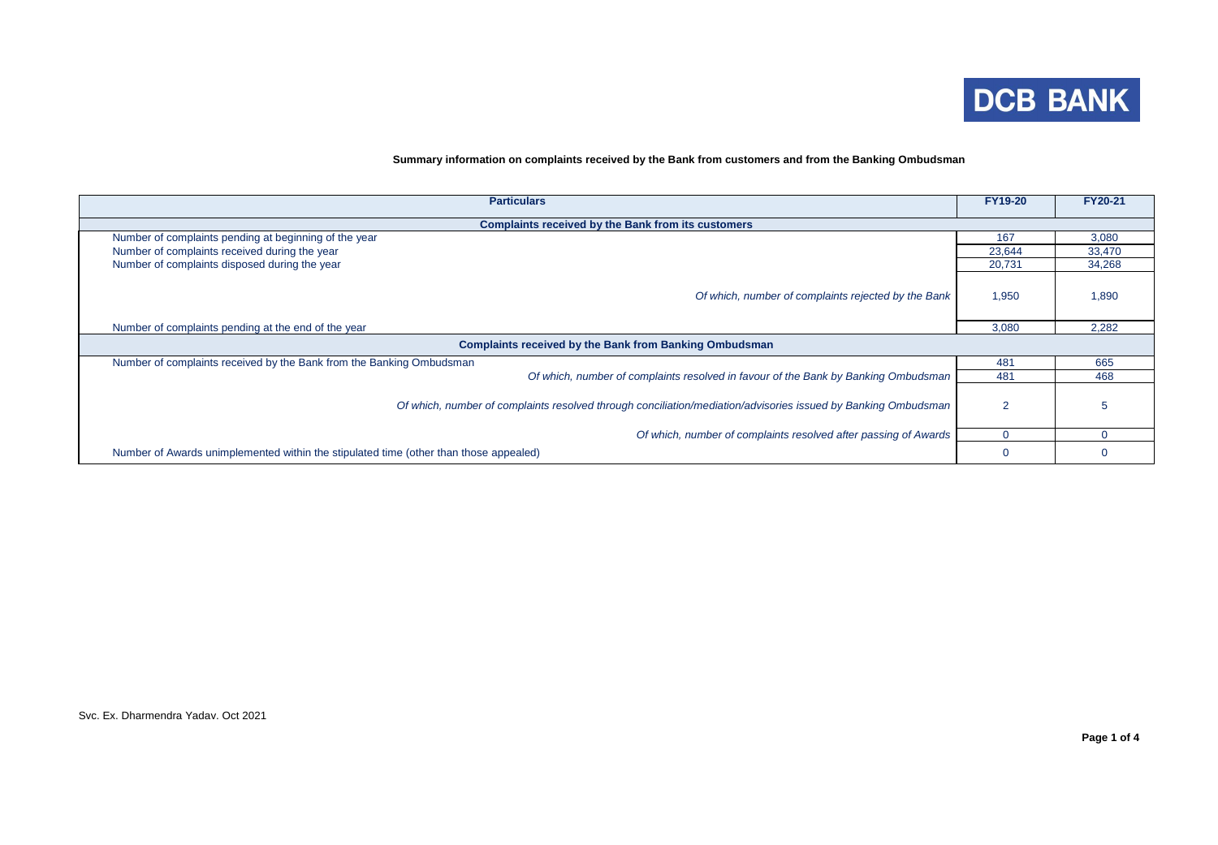DCB BANK

**Summary information on complaints received by the Bank from customers and from the Banking Ombudsman**

| Particulars | FY19-20 | FY20-21 |
| --- | --- | --- |
| **Complaints received by the Bank from its customers** | | |
| Number of complaints pending at beginning of the year | 167 | 3,080 |
| Number of complaints received during the year | 23,644 | 33,470 |
| Number of complaints disposed during the year | 20,731 | 34,268 |
| *Of which, number of complaints rejected by the Bank* | 1,950 | 1,890 |
| Number of complaints pending at the end of the year | 3,080 | 2,282 |
| **Complaints received by the Bank from Banking Ombudsman** | | |
| Number of complaints received by the Bank from the Banking Ombudsman | 481 | 665 |
| *Of which, number of complaints resolved in favour of the Bank by Banking Ombudsman* | 481 | 468 |
| *Of which, number of complaints resolved through conciliation/mediation/advisories issued by Banking Ombudsman* | 2 | 5 |
| *Of which, number of complaints resolved after passing of Awards* | 0 | 0 |
| Number of Awards unimplemented within the stipulated time (other than those appealed) | 0 | 0 |

Svc. Ex. Dharmendra Yadav. Oct 2021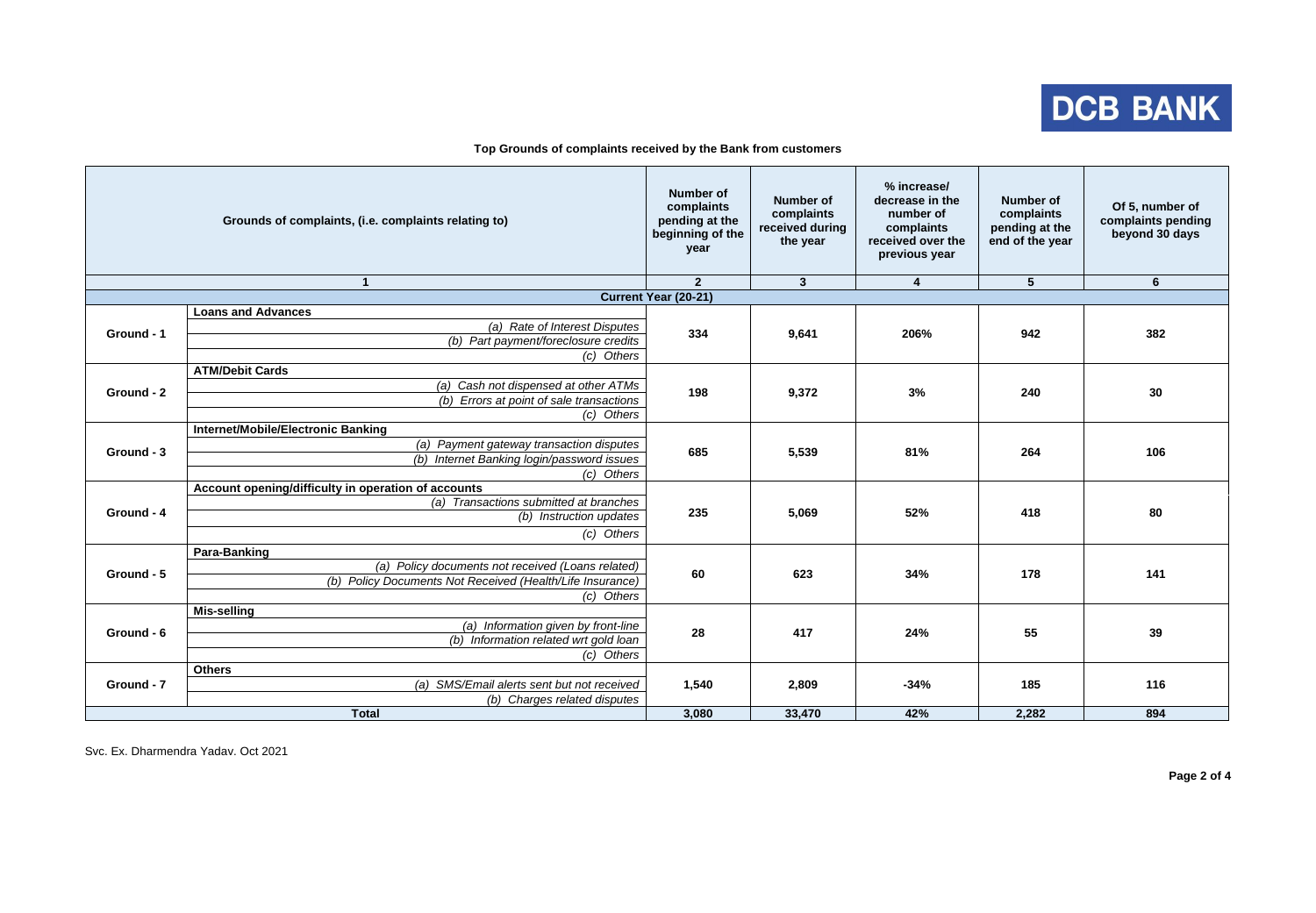**DCB BANK**

**Top Grounds of complaints received by the Bank from customers**

| | Grounds of complaints, (i.e. complaints relating to) | Number of complaints pending at the beginning of the year | Number of complaints received during the year | % increase/ decrease in the number of complaints received over the previous year | Number of complaints pending at the end of the year | Of 5, number of complaints pending beyond 30 days |
|---|---|---|---|---|---|---|
| 1 | | 2 | 3 | 4 | 5 | 6 |
| **Current Year (20-21)** | | | | | | |
| Ground - 1 | **Loans and Advances** | 334 | 9,641 | 206% | 942 | 382 |
| | *(a) Rate of Interest Disputes* | | | | | |
| | *(b) Part payment/foreclosure credits* | | | | | |
| | *(c) Others* | | | | | |
| Ground - 2 | **ATM/Debit Cards** | 198 | 9,372 | 3% | 240 | 30 |
| | *(a) Cash not dispensed at other ATMs* | | | | | |
| | *(b) Errors at point of sale transactions* | | | | | |
| | *(c) Others* | | | | | |
| Ground - 3 | **Internet/Mobile/Electronic Banking** | 685 | 5,539 | 81% | 264 | 106 |
| | *(a) Payment gateway transaction disputes* | | | | | |
| | *(b) Internet Banking login/password issues* | | | | | |
| | *(c) Others* | | | | | |
| Ground - 4 | **Account opening/difficulty in operation of accounts** | 235 | 5,069 | 52% | 418 | 80 |
| | *(a) Transactions submitted at branches* | | | | | |
| | *(b) Instruction updates* | | | | | |
| | *(c) Others* | | | | | |
| Ground - 5 | **Para-Banking** | 60 | 623 | 34% | 178 | 141 |
| | *(a) Policy documents not received (Loans related)* | | | | | |
| | *(b) Policy Documents Not Received (Health/Life Insurance)* | | | | | |
| | *(c) Others* | | | | | |
| Ground - 6 | **Mis-selling** | 28 | 417 | 24% | 55 | 39 |
| | *(a) Information given by front-line* | | | | | |
| | *(b) Information related wrt gold loan* | | | | | |
| | *(c) Others* | | | | | |
| Ground - 7 | **Others** | 1,540 | 2,809 | -34% | 185 | 116 |
| | *(a) SMS/Email alerts sent but not received* | | | | | |
| | *(b) Charges related disputes* | | | | | |
| **Total** | | **3,080** | **33,470** | **42%** | **2,282** | **894** |

Svc. Ex. Dharmendra Yadav. Oct 2021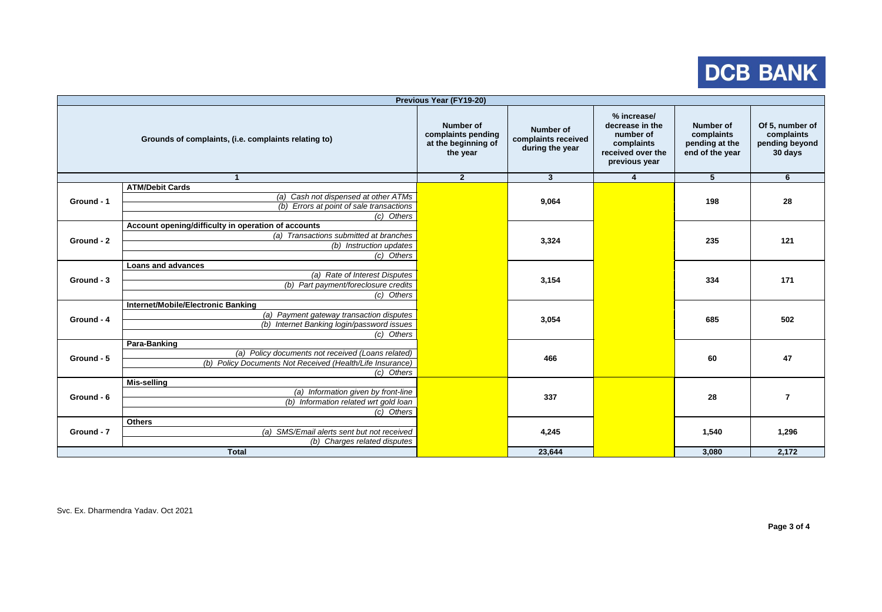DCB BANK

| Previous Year (FY19-20) | | | | | | | |
|---|---|---|---|---|---|---|---|
| Grounds of complaints, (i.e. complaints relating to) | | Number of complaints pending at the beginning of the year | Number of complaints received during the year | % increase/ decrease in the number of complaints received over the previous year | Number of complaints pending at the end of the year | Of 5, number of complaints pending beyond 30 days |
| 1 | | 2 | 3 | 4 | 5 | 6 |
| Ground - 1 | **ATM/Debit Cards** | | 9,064 | | 198 | 28 |
| | *(a) Cash not dispensed at other ATMs* | | | | | |
| | *(b) Errors at point of sale transactions* | | | | | |
| | *(c) Others* | | | | | |
| Ground - 2 | **Account opening/difficulty in operation of accounts** | | 3,324 | | 235 | 121 |
| | *(a) Transactions submitted at branches* | | | | | |
| | *(b) Instruction updates* | | | | | |
| | *(c) Others* | | | | | |
| Ground - 3 | **Loans and advances** | | 3,154 | | 334 | 171 |
| | *(a) Rate of Interest Disputes* | | | | | |
| | *(b) Part payment/foreclosure credits* | | | | | |
| | *(c) Others* | | | | | |
| Ground - 4 | **Internet/Mobile/Electronic Banking** | | 3,054 | | 685 | 502 |
| | *(a) Payment gateway transaction disputes* | | | | | |
| | *(b) Internet Banking login/password issues* | | | | | |
| | *(c) Others* | | | | | |
| Ground - 5 | **Para-Banking** | | 466 | | 60 | 47 |
| | *(a) Policy documents not received (Loans related)* | | | | | |
| | *(b) Policy Documents Not Received (Health/Life Insurance)* | | | | | |
| | *(c) Others* | | | | | |
| Ground - 6 | **Mis-selling** | | 337 | | 28 | 7 |
| | *(a) Information given by front-line* | | | | | |
| | *(b) Information related wrt gold loan* | | | | | |
| | *(c) Others* | | | | | |
| Ground - 7 | **Others** | | 4,245 | | 1,540 | 1,296 |
| | *(a) SMS/Email alerts sent but not received* | | | | | |
| | *(b) Charges related disputes* | | | | | |
| **Total** | | | **23,644** | | **3,080** | **2,172** |

Svc. Ex. Dharmendra Yadav. Oct 2021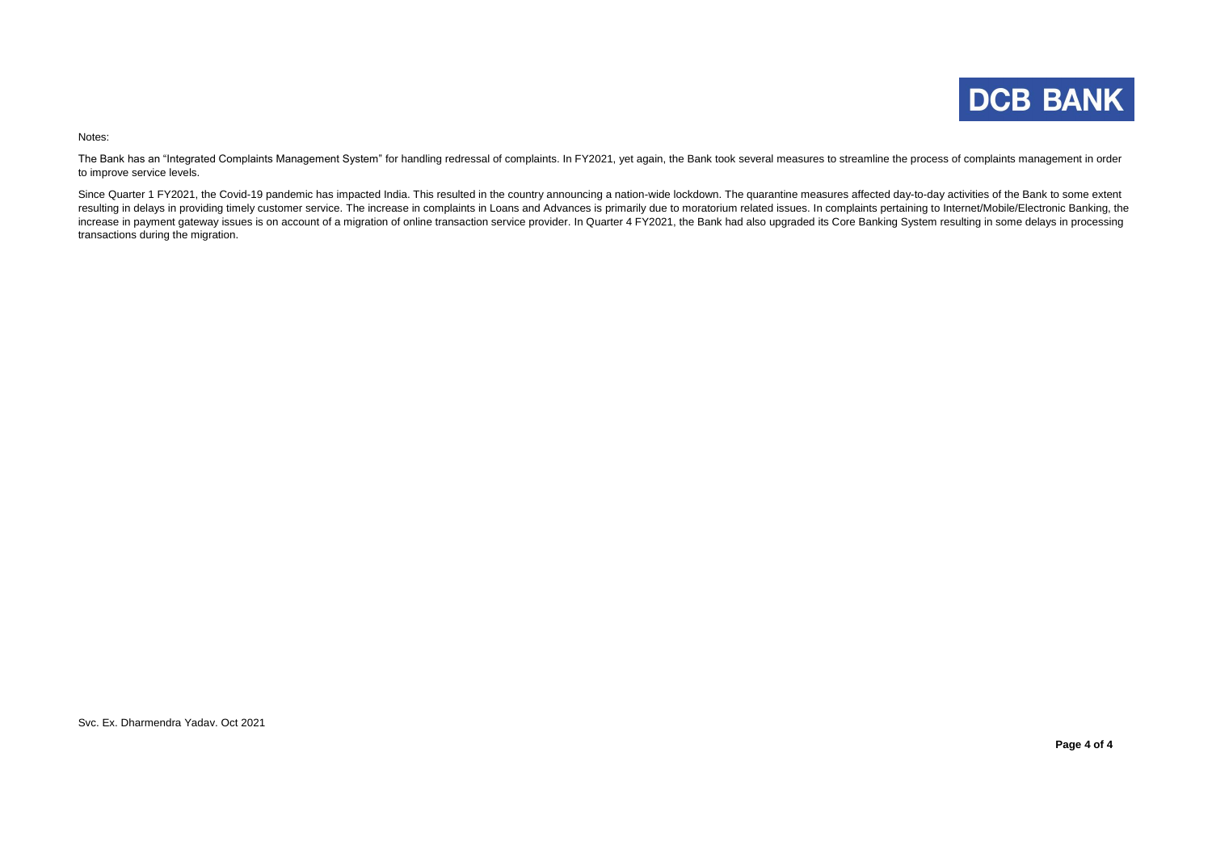Notes:

The Bank has an "Integrated Complaints Management System" for handling redressal of complaints. In FY2021, yet again, the Bank took several measures to streamline the process of complaints management in order to improve service levels.

Since Quarter 1 FY2021, the Covid-19 pandemic has impacted India. This resulted in the country announcing a nation-wide lockdown. The quarantine measures affected day-to-day activities of the Bank to some extent resulting in delays in providing timely customer service. The increase in complaints in Loans and Advances is primarily due to moratorium related issues. In complaints pertaining to Internet/Mobile/Electronic Banking, the increase in payment gateway issues is on account of a migration of online transaction service provider. In Quarter 4 FY2021, the Bank had also upgraded its Core Banking System resulting in some delays in processing transactions during the migration.

Svc. Ex. Dharmendra Yadav. Oct 2021